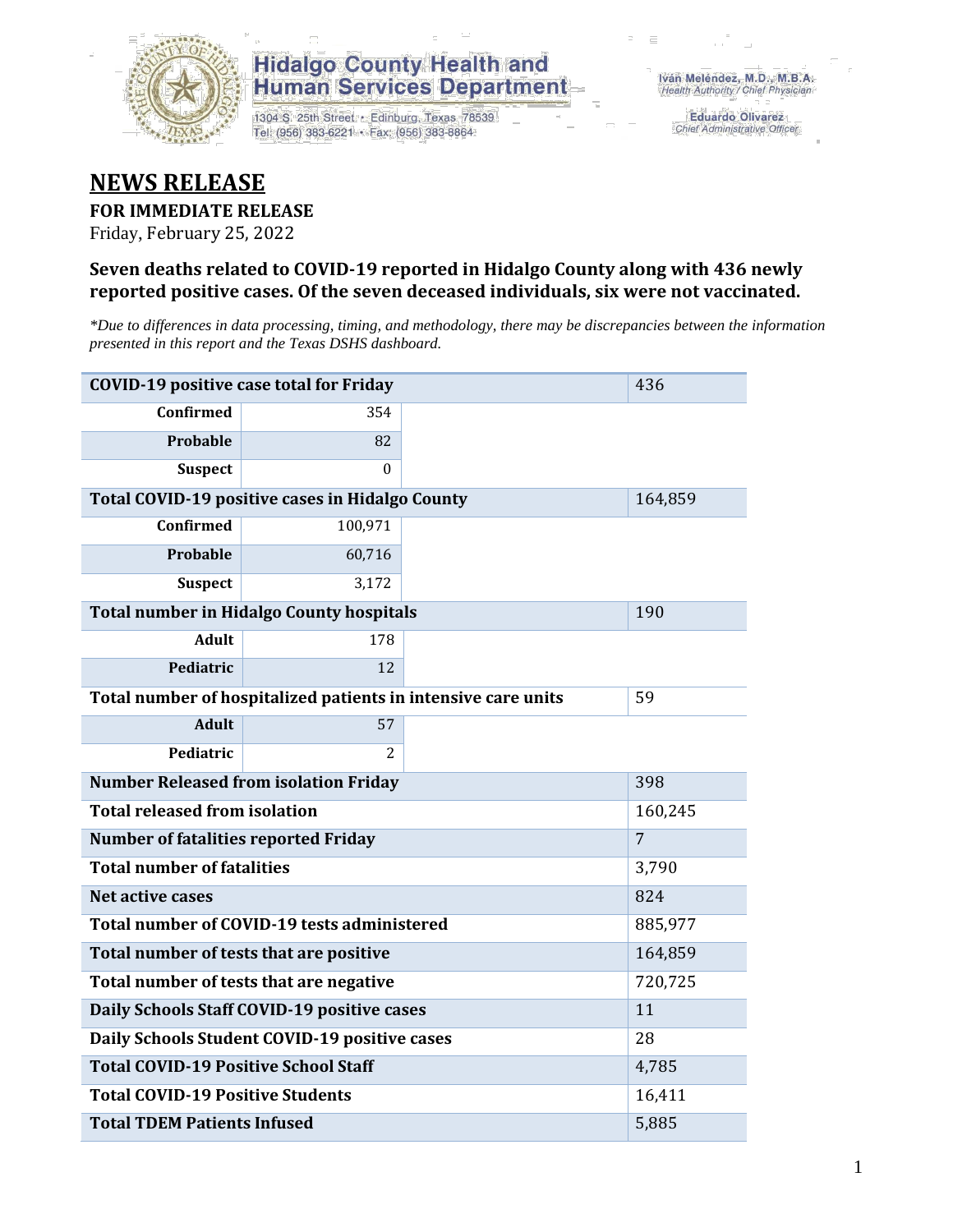**Hidalgo County Health and Human Services Department**

1304 S. 25th Street • Edinburg, Texas 78539
Tel: (956) 383-6221 • Fax: (956) 383-8864

Iván Meléndez, M.D., M.B.A.
*Health Authority / Chief Physician*

Eduardo Olivarez
*Chief Administrative Officer*

# NEWS RELEASE

**FOR IMMEDIATE RELEASE**

Friday, February 25, 2022

### Seven deaths related to COVID-19 reported in Hidalgo County along with 436 newly reported positive cases. Of the seven deceased individuals, six were not vaccinated.

*\*Due to differences in data processing, timing, and methodology, there may be discrepancies between the information presented in this report and the Texas DSHS dashboard.*

| | | | |
|---|---|---|---|
| **COVID-19 positive case total for Friday** | | | 436 |
| **Confirmed** | 354 | | |
| **Probable** | 82 | | |
| **Suspect** | 0 | | |
| **Total COVID-19 positive cases in Hidalgo County** | | | 164,859 |
| **Confirmed** | 100,971 | | |
| **Probable** | 60,716 | | |
| **Suspect** | 3,172 | | |
| **Total number in Hidalgo County hospitals** | | | 190 |
| **Adult** | 178 | | |
| **Pediatric** | 12 | | |
| **Total number of hospitalized patients in intensive care units** | | | 59 |
| **Adult** | 57 | | |
| **Pediatric** | 2 | | |
| **Number Released from isolation Friday** | | | 398 |
| **Total released from isolation** | | | 160,245 |
| **Number of fatalities reported Friday** | | | 7 |
| **Total number of fatalities** | | | 3,790 |
| **Net active cases** | | | 824 |
| **Total number of COVID-19 tests administered** | | | 885,977 |
| **Total number of tests that are positive** | | | 164,859 |
| **Total number of tests that are negative** | | | 720,725 |
| **Daily Schools Staff COVID-19 positive cases** | | | 11 |
| **Daily Schools Student COVID-19 positive cases** | | | 28 |
| **Total COVID-19 Positive School Staff** | | | 4,785 |
| **Total COVID-19 Positive Students** | | | 16,411 |
| **Total TDEM Patients Infused** | | | 5,885 |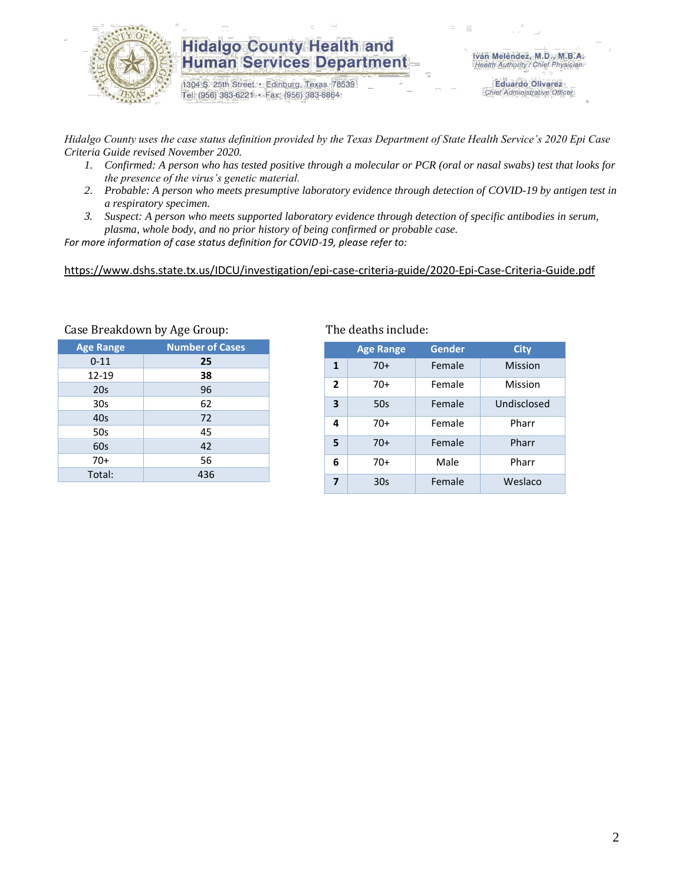Hidalgo County uses the case status definition provided by the Texas Department of State Health Service's 2020 Epi Case Criteria Guide revised November 2020.

1. Confirmed: A person who has tested positive through a molecular or PCR (oral or nasal swabs) test that looks for the presence of the virus's genetic material.
2. Probable: A person who meets presumptive laboratory evidence through detection of COVID-19 by antigen test in a respiratory specimen.
3. Suspect: A person who meets supported laboratory evidence through detection of specific antibodies in serum, plasma, whole body, and no prior history of being confirmed or probable case.

For more information of case status definition for COVID-19, please refer to:

https://www.dshs.state.tx.us/IDCU/investigation/epi-case-criteria-guide/2020-Epi-Case-Criteria-Guide.pdf

Case Breakdown by Age Group:

| Age Range | Number of Cases |
|---|---|
| 0-11 | **25** |
| 12-19 | **38** |
| 20s | 96 |
| 30s | 62 |
| 40s | 72 |
| 50s | 45 |
| 60s | 42 |
| 70+ | 56 |
| Total: | 436 |

The deaths include:

| | Age Range | Gender | City |
|---|---|---|---|
| **1** | 70+ | Female | Mission |
| **2** | 70+ | Female | Mission |
| **3** | 50s | Female | Undisclosed |
| **4** | 70+ | Female | Pharr |
| **5** | 70+ | Female | Pharr |
| **6** | 70+ | Male | Pharr |
| **7** | 30s | Female | Weslaco |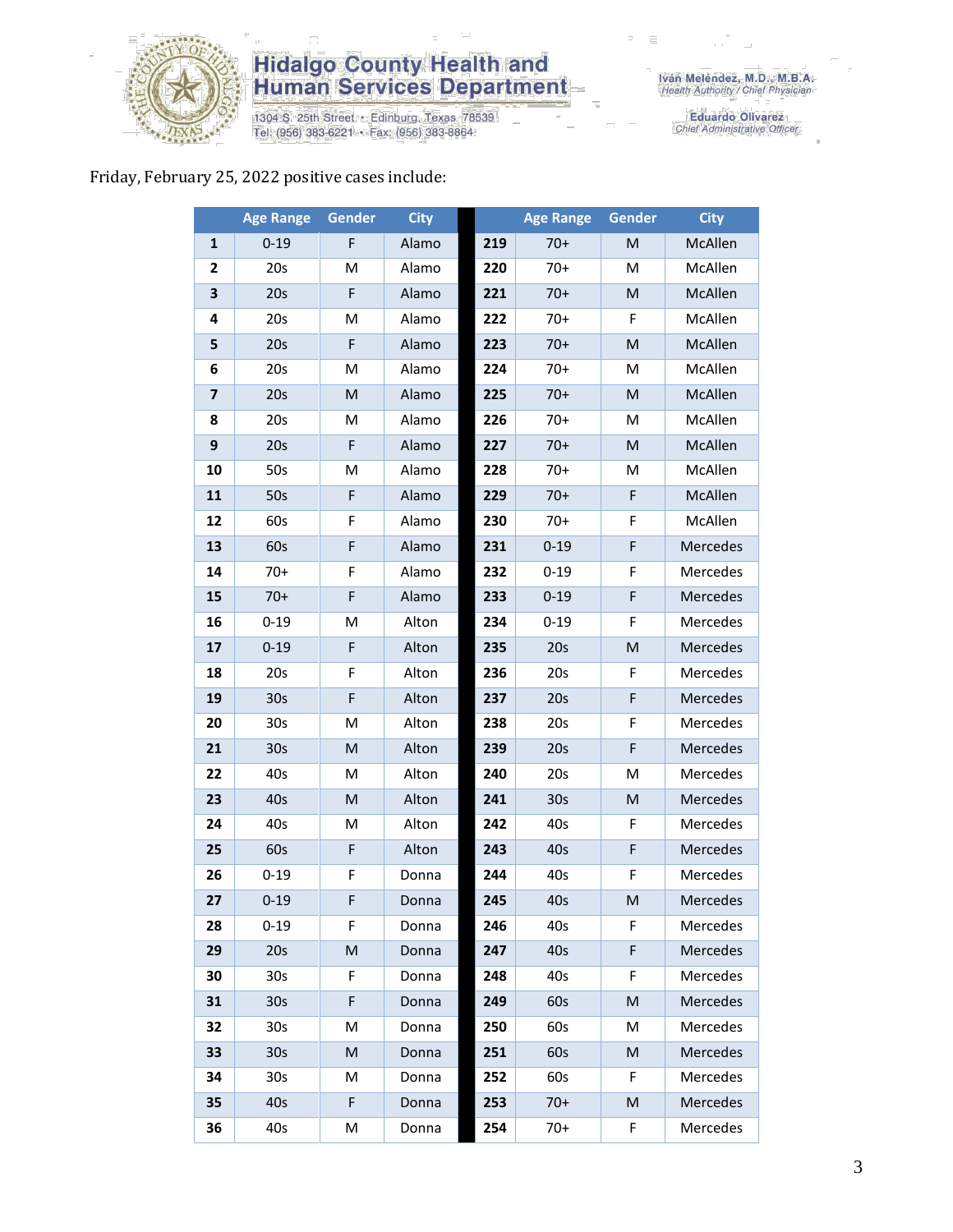Friday, February 25, 2022 positive cases include:

| | Age Range | Gender | City | | Age Range | Gender | City |
|---|---|---|---|---|---|---|---|
| 1 | 0-19 | F | Alamo | 219 | 70+ | M | McAllen |
| 2 | 20s | M | Alamo | 220 | 70+ | M | McAllen |
| 3 | 20s | F | Alamo | 221 | 70+ | M | McAllen |
| 4 | 20s | M | Alamo | 222 | 70+ | F | McAllen |
| 5 | 20s | F | Alamo | 223 | 70+ | M | McAllen |
| 6 | 20s | M | Alamo | 224 | 70+ | M | McAllen |
| 7 | 20s | M | Alamo | 225 | 70+ | M | McAllen |
| 8 | 20s | M | Alamo | 226 | 70+ | M | McAllen |
| 9 | 20s | F | Alamo | 227 | 70+ | M | McAllen |
| 10 | 50s | M | Alamo | 228 | 70+ | M | McAllen |
| 11 | 50s | F | Alamo | 229 | 70+ | F | McAllen |
| 12 | 60s | F | Alamo | 230 | 70+ | F | McAllen |
| 13 | 60s | F | Alamo | 231 | 0-19 | F | Mercedes |
| 14 | 70+ | F | Alamo | 232 | 0-19 | F | Mercedes |
| 15 | 70+ | F | Alamo | 233 | 0-19 | F | Mercedes |
| 16 | 0-19 | M | Alton | 234 | 0-19 | F | Mercedes |
| 17 | 0-19 | F | Alton | 235 | 20s | M | Mercedes |
| 18 | 20s | F | Alton | 236 | 20s | F | Mercedes |
| 19 | 30s | F | Alton | 237 | 20s | F | Mercedes |
| 20 | 30s | M | Alton | 238 | 20s | F | Mercedes |
| 21 | 30s | M | Alton | 239 | 20s | F | Mercedes |
| 22 | 40s | M | Alton | 240 | 20s | M | Mercedes |
| 23 | 40s | M | Alton | 241 | 30s | M | Mercedes |
| 24 | 40s | M | Alton | 242 | 40s | F | Mercedes |
| 25 | 60s | F | Alton | 243 | 40s | F | Mercedes |
| 26 | 0-19 | F | Donna | 244 | 40s | F | Mercedes |
| 27 | 0-19 | F | Donna | 245 | 40s | M | Mercedes |
| 28 | 0-19 | F | Donna | 246 | 40s | F | Mercedes |
| 29 | 20s | M | Donna | 247 | 40s | F | Mercedes |
| 30 | 30s | F | Donna | 248 | 40s | F | Mercedes |
| 31 | 30s | F | Donna | 249 | 60s | M | Mercedes |
| 32 | 30s | M | Donna | 250 | 60s | M | Mercedes |
| 33 | 30s | M | Donna | 251 | 60s | M | Mercedes |
| 34 | 30s | M | Donna | 252 | 60s | F | Mercedes |
| 35 | 40s | F | Donna | 253 | 70+ | M | Mercedes |
| 36 | 40s | M | Donna | 254 | 70+ | F | Mercedes |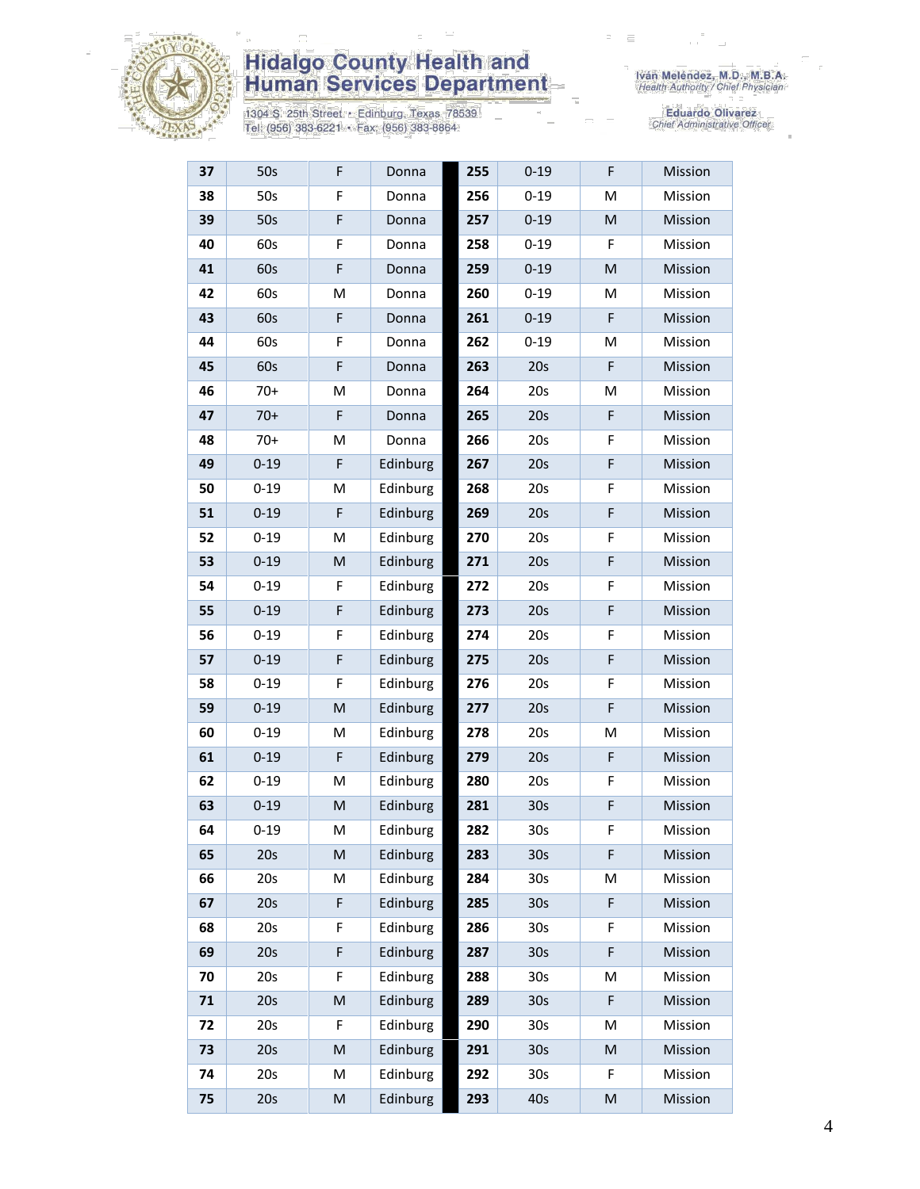| 37 | 50s | F | Donna | | 255 | 0-19 | F | Mission |
|---|---|---|---|---|---|---|---|---|
| 38 | 50s | F | Donna | | 256 | 0-19 | M | Mission |
| 39 | 50s | F | Donna | | 257 | 0-19 | M | Mission |
| 40 | 60s | F | Donna | | 258 | 0-19 | F | Mission |
| 41 | 60s | F | Donna | | 259 | 0-19 | M | Mission |
| 42 | 60s | M | Donna | | 260 | 0-19 | M | Mission |
| 43 | 60s | F | Donna | | 261 | 0-19 | F | Mission |
| 44 | 60s | F | Donna | | 262 | 0-19 | M | Mission |
| 45 | 60s | F | Donna | | 263 | 20s | F | Mission |
| 46 | 70+ | M | Donna | | 264 | 20s | M | Mission |
| 47 | 70+ | F | Donna | | 265 | 20s | F | Mission |
| 48 | 70+ | M | Donna | | 266 | 20s | F | Mission |
| 49 | 0-19 | F | Edinburg | | 267 | 20s | F | Mission |
| 50 | 0-19 | M | Edinburg | | 268 | 20s | F | Mission |
| 51 | 0-19 | F | Edinburg | | 269 | 20s | F | Mission |
| 52 | 0-19 | M | Edinburg | | 270 | 20s | F | Mission |
| 53 | 0-19 | M | Edinburg | | 271 | 20s | F | Mission |
| 54 | 0-19 | F | Edinburg | | 272 | 20s | F | Mission |
| 55 | 0-19 | F | Edinburg | | 273 | 20s | F | Mission |
| 56 | 0-19 | F | Edinburg | | 274 | 20s | F | Mission |
| 57 | 0-19 | F | Edinburg | | 275 | 20s | F | Mission |
| 58 | 0-19 | F | Edinburg | | 276 | 20s | F | Mission |
| 59 | 0-19 | M | Edinburg | | 277 | 20s | F | Mission |
| 60 | 0-19 | M | Edinburg | | 278 | 20s | M | Mission |
| 61 | 0-19 | F | Edinburg | | 279 | 20s | F | Mission |
| 62 | 0-19 | M | Edinburg | | 280 | 20s | F | Mission |
| 63 | 0-19 | M | Edinburg | | 281 | 30s | F | Mission |
| 64 | 0-19 | M | Edinburg | | 282 | 30s | F | Mission |
| 65 | 20s | M | Edinburg | | 283 | 30s | F | Mission |
| 66 | 20s | M | Edinburg | | 284 | 30s | M | Mission |
| 67 | 20s | F | Edinburg | | 285 | 30s | F | Mission |
| 68 | 20s | F | Edinburg | | 286 | 30s | F | Mission |
| 69 | 20s | F | Edinburg | | 287 | 30s | F | Mission |
| 70 | 20s | F | Edinburg | | 288 | 30s | M | Mission |
| 71 | 20s | M | Edinburg | | 289 | 30s | F | Mission |
| 72 | 20s | F | Edinburg | | 290 | 30s | M | Mission |
| 73 | 20s | M | Edinburg | | 291 | 30s | M | Mission |
| 74 | 20s | M | Edinburg | | 292 | 30s | F | Mission |
| 75 | 20s | M | Edinburg | | 293 | 40s | M | Mission |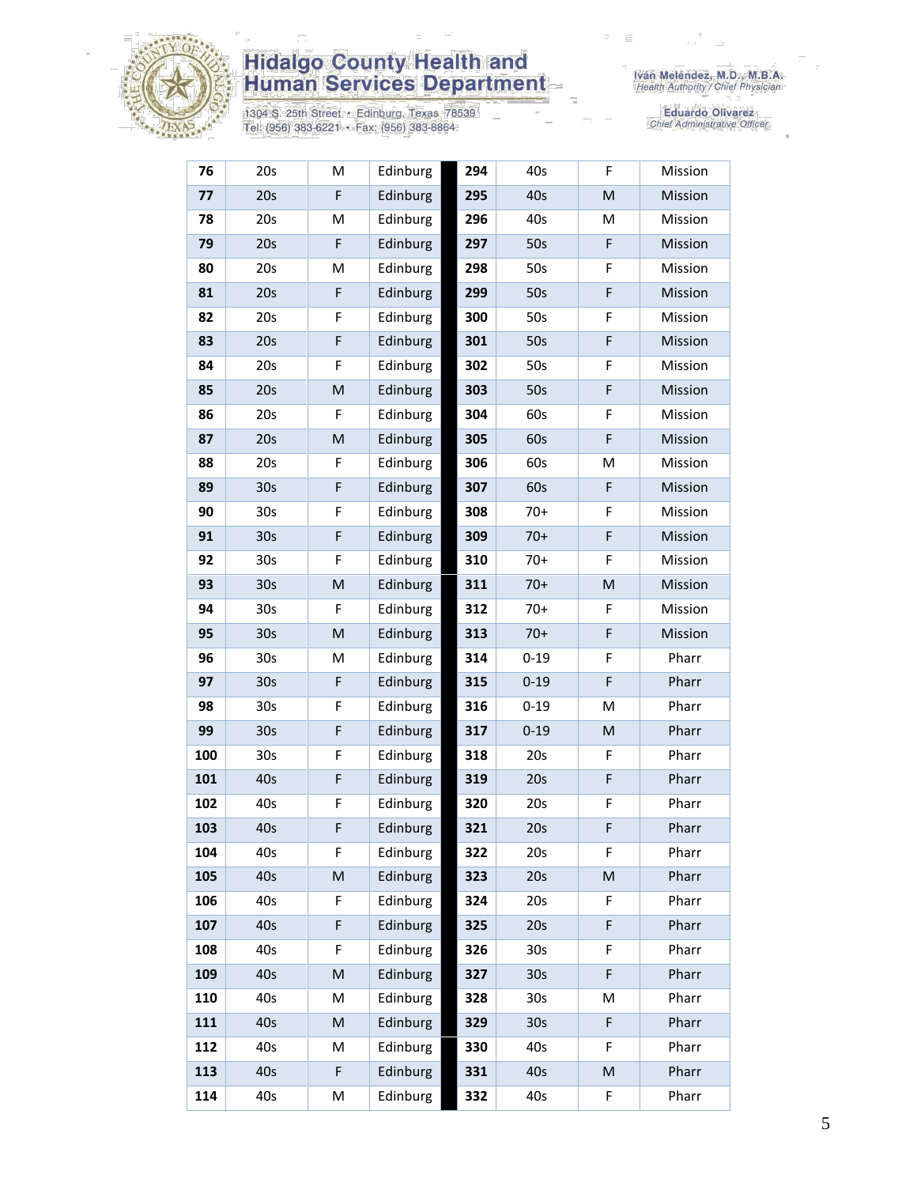| 76 | 20s | M | Edinburg | 294 | 40s | F | Mission |
|---|---|---|---|---|---|---|---|
| 77 | 20s | F | Edinburg | 295 | 40s | M | Mission |
| 78 | 20s | M | Edinburg | 296 | 40s | M | Mission |
| 79 | 20s | F | Edinburg | 297 | 50s | F | Mission |
| 80 | 20s | M | Edinburg | 298 | 50s | F | Mission |
| 81 | 20s | F | Edinburg | 299 | 50s | F | Mission |
| 82 | 20s | F | Edinburg | 300 | 50s | F | Mission |
| 83 | 20s | F | Edinburg | 301 | 50s | F | Mission |
| 84 | 20s | F | Edinburg | 302 | 50s | F | Mission |
| 85 | 20s | M | Edinburg | 303 | 50s | F | Mission |
| 86 | 20s | F | Edinburg | 304 | 60s | F | Mission |
| 87 | 20s | M | Edinburg | 305 | 60s | F | Mission |
| 88 | 20s | F | Edinburg | 306 | 60s | M | Mission |
| 89 | 30s | F | Edinburg | 307 | 60s | F | Mission |
| 90 | 30s | F | Edinburg | 308 | 70+ | F | Mission |
| 91 | 30s | F | Edinburg | 309 | 70+ | F | Mission |
| 92 | 30s | F | Edinburg | 310 | 70+ | F | Mission |
| 93 | 30s | M | Edinburg | 311 | 70+ | M | Mission |
| 94 | 30s | F | Edinburg | 312 | 70+ | F | Mission |
| 95 | 30s | M | Edinburg | 313 | 70+ | F | Mission |
| 96 | 30s | M | Edinburg | 314 | 0-19 | F | Pharr |
| 97 | 30s | F | Edinburg | 315 | 0-19 | F | Pharr |
| 98 | 30s | F | Edinburg | 316 | 0-19 | M | Pharr |
| 99 | 30s | F | Edinburg | 317 | 0-19 | M | Pharr |
| 100 | 30s | F | Edinburg | 318 | 20s | F | Pharr |
| 101 | 40s | F | Edinburg | 319 | 20s | F | Pharr |
| 102 | 40s | F | Edinburg | 320 | 20s | F | Pharr |
| 103 | 40s | F | Edinburg | 321 | 20s | F | Pharr |
| 104 | 40s | F | Edinburg | 322 | 20s | F | Pharr |
| 105 | 40s | M | Edinburg | 323 | 20s | M | Pharr |
| 106 | 40s | F | Edinburg | 324 | 20s | F | Pharr |
| 107 | 40s | F | Edinburg | 325 | 20s | F | Pharr |
| 108 | 40s | F | Edinburg | 326 | 30s | F | Pharr |
| 109 | 40s | M | Edinburg | 327 | 30s | F | Pharr |
| 110 | 40s | M | Edinburg | 328 | 30s | M | Pharr |
| 111 | 40s | M | Edinburg | 329 | 30s | F | Pharr |
| 112 | 40s | M | Edinburg | 330 | 40s | F | Pharr |
| 113 | 40s | F | Edinburg | 331 | 40s | M | Pharr |
| 114 | 40s | M | Edinburg | 332 | 40s | F | Pharr |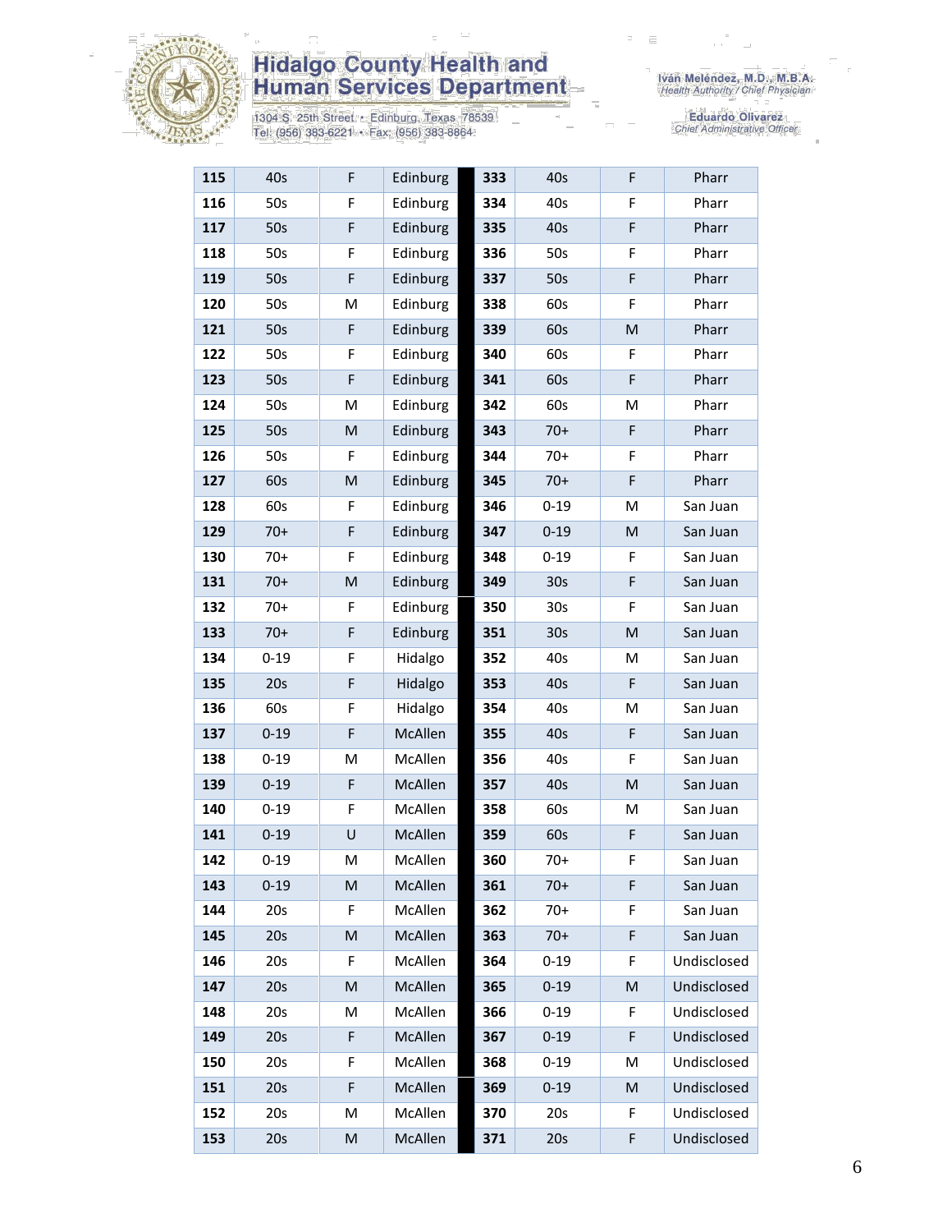# Hidalgo County Health and Human Services Department

1304 S. 25th Street • Edinburg, Texas 78539
Tel: (956) 383-6221 • Fax: (956) 383-8864

Iván Meléndez, M.D., M.B.A.
*Health Authority / Chief Physician*

Eduardo Olivarez
*Chief Administrative Officer*

| | | | | | | | |
|---|---|---|---|---|---|---|---|
| **115** | 40s | F | Edinburg | **333** | 40s | F | Pharr |
| **116** | 50s | F | Edinburg | **334** | 40s | F | Pharr |
| **117** | 50s | F | Edinburg | **335** | 40s | F | Pharr |
| **118** | 50s | F | Edinburg | **336** | 50s | F | Pharr |
| **119** | 50s | F | Edinburg | **337** | 50s | F | Pharr |
| **120** | 50s | M | Edinburg | **338** | 60s | F | Pharr |
| **121** | 50s | F | Edinburg | **339** | 60s | M | Pharr |
| **122** | 50s | F | Edinburg | **340** | 60s | F | Pharr |
| **123** | 50s | F | Edinburg | **341** | 60s | F | Pharr |
| **124** | 50s | M | Edinburg | **342** | 60s | M | Pharr |
| **125** | 50s | M | Edinburg | **343** | 70+ | F | Pharr |
| **126** | 50s | F | Edinburg | **344** | 70+ | F | Pharr |
| **127** | 60s | M | Edinburg | **345** | 70+ | F | Pharr |
| **128** | 60s | F | Edinburg | **346** | 0-19 | M | San Juan |
| **129** | 70+ | F | Edinburg | **347** | 0-19 | M | San Juan |
| **130** | 70+ | F | Edinburg | **348** | 0-19 | F | San Juan |
| **131** | 70+ | M | Edinburg | **349** | 30s | F | San Juan |
| **132** | 70+ | F | Edinburg | **350** | 30s | F | San Juan |
| **133** | 70+ | F | Edinburg | **351** | 30s | M | San Juan |
| **134** | 0-19 | F | Hidalgo | **352** | 40s | M | San Juan |
| **135** | 20s | F | Hidalgo | **353** | 40s | F | San Juan |
| **136** | 60s | F | Hidalgo | **354** | 40s | M | San Juan |
| **137** | 0-19 | F | McAllen | **355** | 40s | F | San Juan |
| **138** | 0-19 | M | McAllen | **356** | 40s | F | San Juan |
| **139** | 0-19 | F | McAllen | **357** | 40s | M | San Juan |
| **140** | 0-19 | F | McAllen | **358** | 60s | M | San Juan |
| **141** | 0-19 | U | McAllen | **359** | 60s | F | San Juan |
| **142** | 0-19 | M | McAllen | **360** | 70+ | F | San Juan |
| **143** | 0-19 | M | McAllen | **361** | 70+ | F | San Juan |
| **144** | 20s | F | McAllen | **362** | 70+ | F | San Juan |
| **145** | 20s | M | McAllen | **363** | 70+ | F | San Juan |
| **146** | 20s | F | McAllen | **364** | 0-19 | F | Undisclosed |
| **147** | 20s | M | McAllen | **365** | 0-19 | M | Undisclosed |
| **148** | 20s | M | McAllen | **366** | 0-19 | F | Undisclosed |
| **149** | 20s | F | McAllen | **367** | 0-19 | F | Undisclosed |
| **150** | 20s | F | McAllen | **368** | 0-19 | M | Undisclosed |
| **151** | 20s | F | McAllen | **369** | 0-19 | M | Undisclosed |
| **152** | 20s | M | McAllen | **370** | 20s | F | Undisclosed |
| **153** | 20s | M | McAllen | **371** | 20s | F | Undisclosed |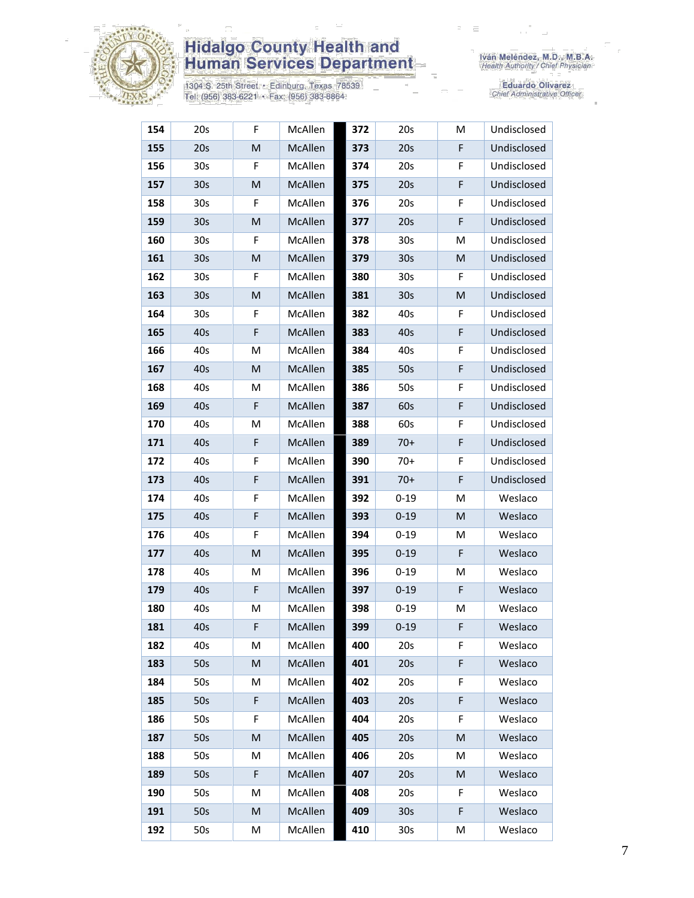| 154 | 20s | F | McAllen | 372 | 20s | M | Undisclosed |
|---|---|---|---|---|---|---|---|
| 155 | 20s | M | McAllen | 373 | 20s | F | Undisclosed |
| 156 | 30s | F | McAllen | 374 | 20s | F | Undisclosed |
| 157 | 30s | M | McAllen | 375 | 20s | F | Undisclosed |
| 158 | 30s | F | McAllen | 376 | 20s | F | Undisclosed |
| 159 | 30s | M | McAllen | 377 | 20s | F | Undisclosed |
| 160 | 30s | F | McAllen | 378 | 30s | M | Undisclosed |
| 161 | 30s | M | McAllen | 379 | 30s | M | Undisclosed |
| 162 | 30s | F | McAllen | 380 | 30s | F | Undisclosed |
| 163 | 30s | M | McAllen | 381 | 30s | M | Undisclosed |
| 164 | 30s | F | McAllen | 382 | 40s | F | Undisclosed |
| 165 | 40s | F | McAllen | 383 | 40s | F | Undisclosed |
| 166 | 40s | M | McAllen | 384 | 40s | F | Undisclosed |
| 167 | 40s | M | McAllen | 385 | 50s | F | Undisclosed |
| 168 | 40s | M | McAllen | 386 | 50s | F | Undisclosed |
| 169 | 40s | F | McAllen | 387 | 60s | F | Undisclosed |
| 170 | 40s | M | McAllen | 388 | 60s | F | Undisclosed |
| 171 | 40s | F | McAllen | 389 | 70+ | F | Undisclosed |
| 172 | 40s | F | McAllen | 390 | 70+ | F | Undisclosed |
| 173 | 40s | F | McAllen | 391 | 70+ | F | Undisclosed |
| 174 | 40s | F | McAllen | 392 | 0-19 | M | Weslaco |
| 175 | 40s | F | McAllen | 393 | 0-19 | M | Weslaco |
| 176 | 40s | F | McAllen | 394 | 0-19 | M | Weslaco |
| 177 | 40s | M | McAllen | 395 | 0-19 | F | Weslaco |
| 178 | 40s | M | McAllen | 396 | 0-19 | M | Weslaco |
| 179 | 40s | F | McAllen | 397 | 0-19 | F | Weslaco |
| 180 | 40s | M | McAllen | 398 | 0-19 | M | Weslaco |
| 181 | 40s | F | McAllen | 399 | 0-19 | F | Weslaco |
| 182 | 40s | M | McAllen | 400 | 20s | F | Weslaco |
| 183 | 50s | M | McAllen | 401 | 20s | F | Weslaco |
| 184 | 50s | M | McAllen | 402 | 20s | F | Weslaco |
| 185 | 50s | F | McAllen | 403 | 20s | F | Weslaco |
| 186 | 50s | F | McAllen | 404 | 20s | F | Weslaco |
| 187 | 50s | M | McAllen | 405 | 20s | M | Weslaco |
| 188 | 50s | M | McAllen | 406 | 20s | M | Weslaco |
| 189 | 50s | F | McAllen | 407 | 20s | M | Weslaco |
| 190 | 50s | M | McAllen | 408 | 20s | F | Weslaco |
| 191 | 50s | M | McAllen | 409 | 30s | F | Weslaco |
| 192 | 50s | M | McAllen | 410 | 30s | M | Weslaco |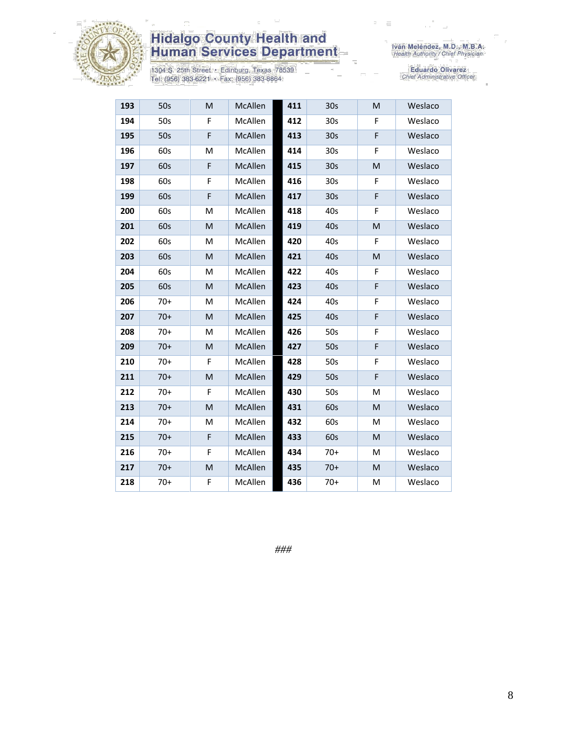| | | | | | | | | |
|---|---|---|---|---|---|---|---|---|
| **193** | 50s | M | McAllen | | **411** | 30s | M | Weslaco |
| **194** | 50s | F | McAllen | | **412** | 30s | F | Weslaco |
| **195** | 50s | F | McAllen | | **413** | 30s | F | Weslaco |
| **196** | 60s | M | McAllen | | **414** | 30s | F | Weslaco |
| **197** | 60s | F | McAllen | | **415** | 30s | M | Weslaco |
| **198** | 60s | F | McAllen | | **416** | 30s | F | Weslaco |
| **199** | 60s | F | McAllen | | **417** | 30s | F | Weslaco |
| **200** | 60s | M | McAllen | | **418** | 40s | F | Weslaco |
| **201** | 60s | M | McAllen | | **419** | 40s | M | Weslaco |
| **202** | 60s | M | McAllen | | **420** | 40s | F | Weslaco |
| **203** | 60s | M | McAllen | | **421** | 40s | M | Weslaco |
| **204** | 60s | M | McAllen | | **422** | 40s | F | Weslaco |
| **205** | 60s | M | McAllen | | **423** | 40s | F | Weslaco |
| **206** | 70+ | M | McAllen | | **424** | 40s | F | Weslaco |
| **207** | 70+ | M | McAllen | | **425** | 40s | F | Weslaco |
| **208** | 70+ | M | McAllen | | **426** | 50s | F | Weslaco |
| **209** | 70+ | M | McAllen | | **427** | 50s | F | Weslaco |
| **210** | 70+ | F | McAllen | | **428** | 50s | F | Weslaco |
| **211** | 70+ | M | McAllen | | **429** | 50s | F | Weslaco |
| **212** | 70+ | F | McAllen | | **430** | 50s | M | Weslaco |
| **213** | 70+ | M | McAllen | | **431** | 60s | M | Weslaco |
| **214** | 70+ | M | McAllen | | **432** | 60s | M | Weslaco |
| **215** | 70+ | F | McAllen | | **433** | 60s | M | Weslaco |
| **216** | 70+ | F | McAllen | | **434** | 70+ | M | Weslaco |
| **217** | 70+ | M | McAllen | | **435** | 70+ | M | Weslaco |
| **218** | 70+ | F | McAllen | | **436** | 70+ | M | Weslaco |

###